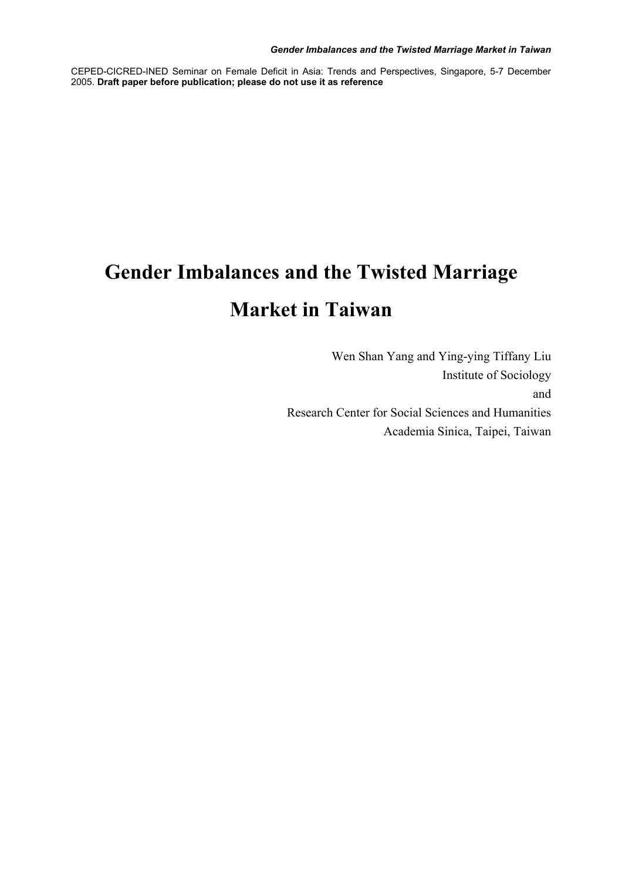CEPED-CICRED-INED Seminar on Female Deficit in Asia: Trends and Perspectives, Singapore, 5-7 December 2005. **Draft paper before publication; please do not use it as reference**

# Gender Imbalances and the Twisted Marriage Market in Taiwan

Wen Shan Yang and Ying-ying Tiffany Liu
Institute of Sociology
and
Research Center for Social Sciences and Humanities
Academia Sinica, Taipei, Taiwan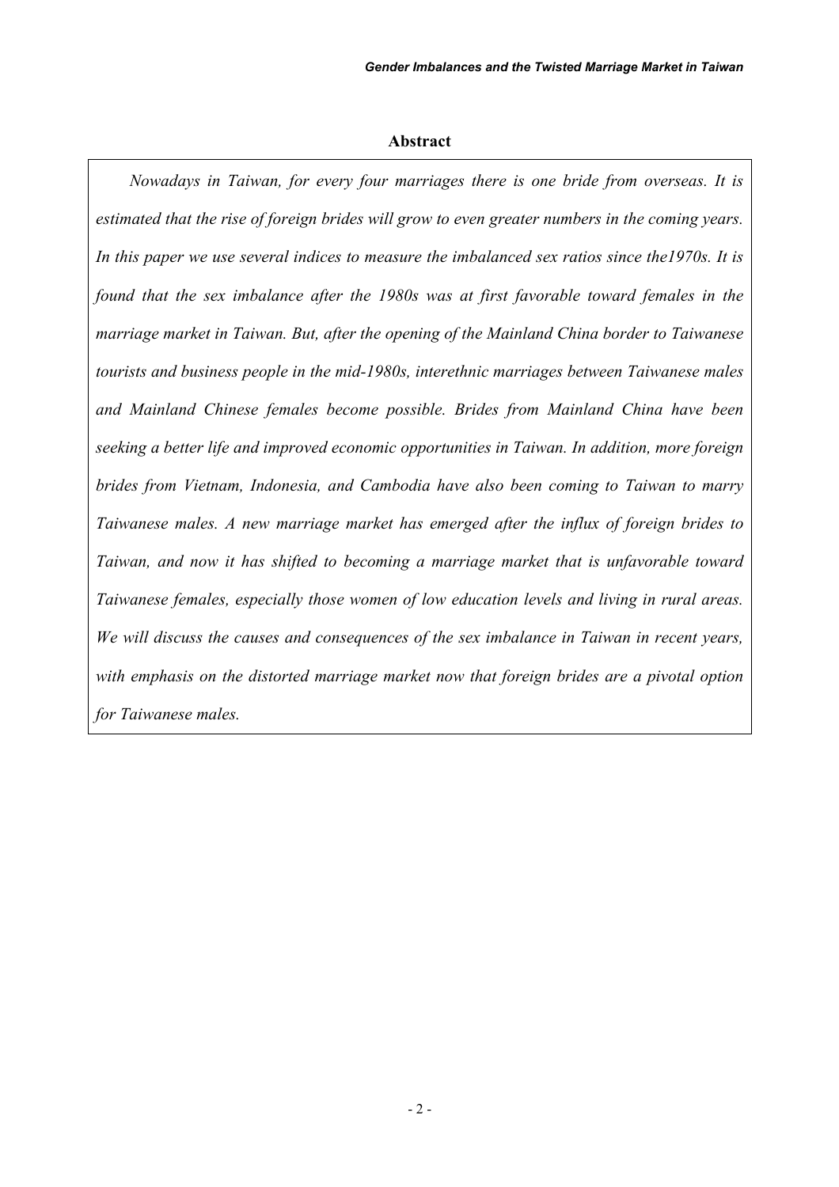## Abstract

*Nowadays in Taiwan, for every four marriages there is one bride from overseas. It is estimated that the rise of foreign brides will grow to even greater numbers in the coming years. In this paper we use several indices to measure the imbalanced sex ratios since the1970s. It is found that the sex imbalance after the 1980s was at first favorable toward females in the marriage market in Taiwan. But, after the opening of the Mainland China border to Taiwanese tourists and business people in the mid-1980s, interethnic marriages between Taiwanese males and Mainland Chinese females become possible. Brides from Mainland China have been seeking a better life and improved economic opportunities in Taiwan. In addition, more foreign brides from Vietnam, Indonesia, and Cambodia have also been coming to Taiwan to marry Taiwanese males. A new marriage market has emerged after the influx of foreign brides to Taiwan, and now it has shifted to becoming a marriage market that is unfavorable toward Taiwanese females, especially those women of low education levels and living in rural areas. We will discuss the causes and consequences of the sex imbalance in Taiwan in recent years, with emphasis on the distorted marriage market now that foreign brides are a pivotal option for Taiwanese males.*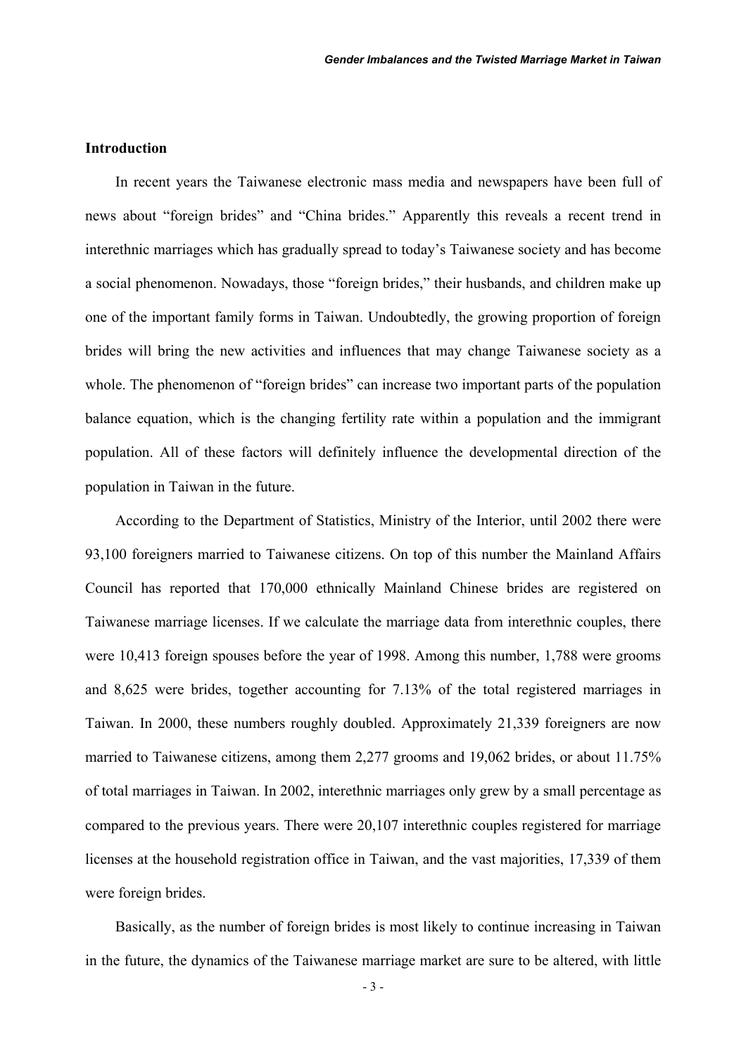## Introduction

In recent years the Taiwanese electronic mass media and newspapers have been full of news about "foreign brides" and "China brides." Apparently this reveals a recent trend in interethnic marriages which has gradually spread to today's Taiwanese society and has become a social phenomenon. Nowadays, those "foreign brides," their husbands, and children make up one of the important family forms in Taiwan. Undoubtedly, the growing proportion of foreign brides will bring the new activities and influences that may change Taiwanese society as a whole. The phenomenon of "foreign brides" can increase two important parts of the population balance equation, which is the changing fertility rate within a population and the immigrant population. All of these factors will definitely influence the developmental direction of the population in Taiwan in the future.

According to the Department of Statistics, Ministry of the Interior, until 2002 there were 93,100 foreigners married to Taiwanese citizens. On top of this number the Mainland Affairs Council has reported that 170,000 ethnically Mainland Chinese brides are registered on Taiwanese marriage licenses. If we calculate the marriage data from interethnic couples, there were 10,413 foreign spouses before the year of 1998. Among this number, 1,788 were grooms and 8,625 were brides, together accounting for 7.13% of the total registered marriages in Taiwan. In 2000, these numbers roughly doubled. Approximately 21,339 foreigners are now married to Taiwanese citizens, among them 2,277 grooms and 19,062 brides, or about 11.75% of total marriages in Taiwan. In 2002, interethnic marriages only grew by a small percentage as compared to the previous years. There were 20,107 interethnic couples registered for marriage licenses at the household registration office in Taiwan, and the vast majorities, 17,339 of them were foreign brides.

Basically, as the number of foreign brides is most likely to continue increasing in Taiwan in the future, the dynamics of the Taiwanese marriage market are sure to be altered, with little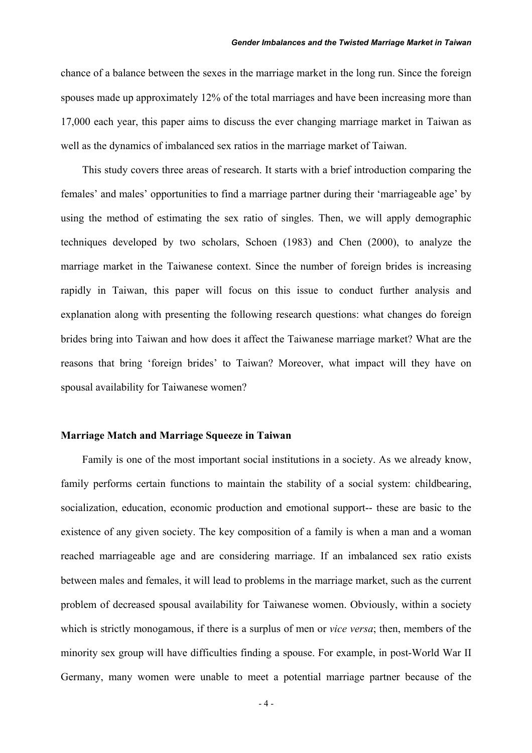chance of a balance between the sexes in the marriage market in the long run. Since the foreign spouses made up approximately 12% of the total marriages and have been increasing more than 17,000 each year, this paper aims to discuss the ever changing marriage market in Taiwan as well as the dynamics of imbalanced sex ratios in the marriage market of Taiwan.

This study covers three areas of research. It starts with a brief introduction comparing the females' and males' opportunities to find a marriage partner during their 'marriageable age' by using the method of estimating the sex ratio of singles. Then, we will apply demographic techniques developed by two scholars, Schoen (1983) and Chen (2000), to analyze the marriage market in the Taiwanese context. Since the number of foreign brides is increasing rapidly in Taiwan, this paper will focus on this issue to conduct further analysis and explanation along with presenting the following research questions: what changes do foreign brides bring into Taiwan and how does it affect the Taiwanese marriage market? What are the reasons that bring 'foreign brides' to Taiwan? Moreover, what impact will they have on spousal availability for Taiwanese women?

## Marriage Match and Marriage Squeeze in Taiwan

Family is one of the most important social institutions in a society. As we already know, family performs certain functions to maintain the stability of a social system: childbearing, socialization, education, economic production and emotional support-- these are basic to the existence of any given society. The key composition of a family is when a man and a woman reached marriageable age and are considering marriage. If an imbalanced sex ratio exists between males and females, it will lead to problems in the marriage market, such as the current problem of decreased spousal availability for Taiwanese women. Obviously, within a society which is strictly monogamous, if there is a surplus of men or *vice versa*; then, members of the minority sex group will have difficulties finding a spouse. For example, in post-World War II Germany, many women were unable to meet a potential marriage partner because of the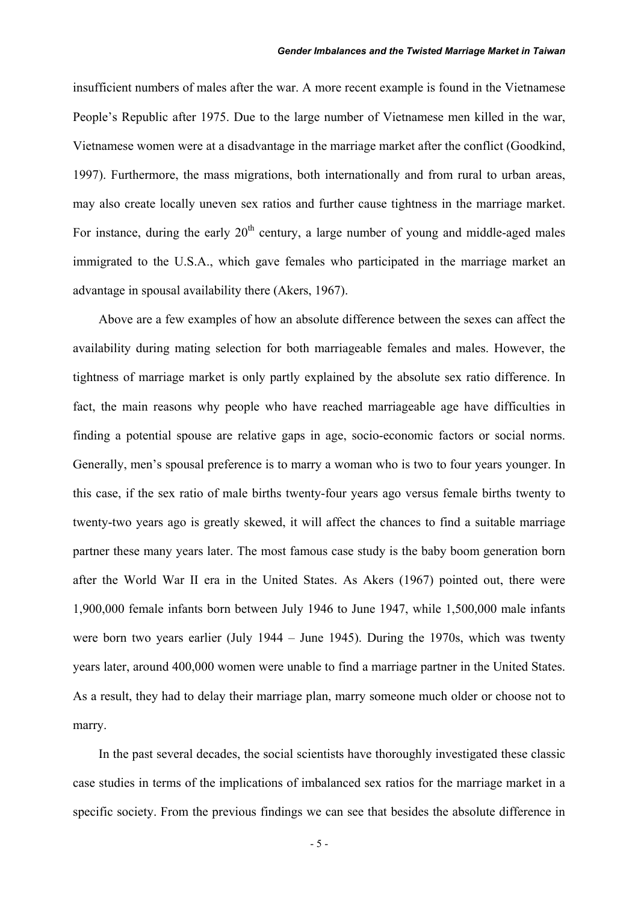insufficient numbers of males after the war. A more recent example is found in the Vietnamese People's Republic after 1975. Due to the large number of Vietnamese men killed in the war, Vietnamese women were at a disadvantage in the marriage market after the conflict (Goodkind, 1997). Furthermore, the mass migrations, both internationally and from rural to urban areas, may also create locally uneven sex ratios and further cause tightness in the marriage market. For instance, during the early 20th century, a large number of young and middle-aged males immigrated to the U.S.A., which gave females who participated in the marriage market an advantage in spousal availability there (Akers, 1967).

Above are a few examples of how an absolute difference between the sexes can affect the availability during mating selection for both marriageable females and males. However, the tightness of marriage market is only partly explained by the absolute sex ratio difference. In fact, the main reasons why people who have reached marriageable age have difficulties in finding a potential spouse are relative gaps in age, socio-economic factors or social norms. Generally, men's spousal preference is to marry a woman who is two to four years younger. In this case, if the sex ratio of male births twenty-four years ago versus female births twenty to twenty-two years ago is greatly skewed, it will affect the chances to find a suitable marriage partner these many years later. The most famous case study is the baby boom generation born after the World War II era in the United States. As Akers (1967) pointed out, there were 1,900,000 female infants born between July 1946 to June 1947, while 1,500,000 male infants were born two years earlier (July 1944 – June 1945). During the 1970s, which was twenty years later, around 400,000 women were unable to find a marriage partner in the United States. As a result, they had to delay their marriage plan, marry someone much older or choose not to marry.

In the past several decades, the social scientists have thoroughly investigated these classic case studies in terms of the implications of imbalanced sex ratios for the marriage market in a specific society. From the previous findings we can see that besides the absolute difference in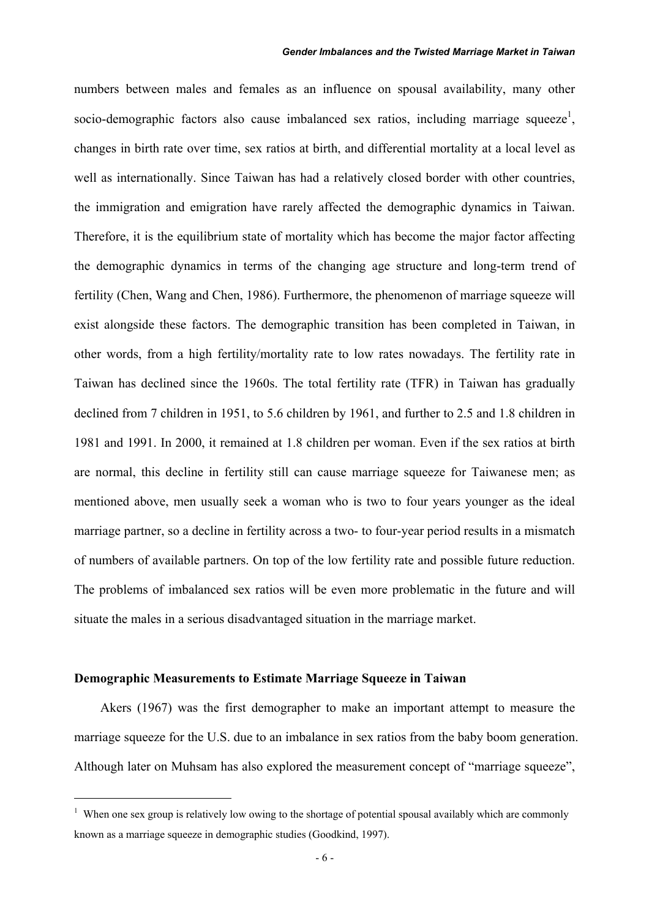numbers between males and females as an influence on spousal availability, many other socio-demographic factors also cause imbalanced sex ratios, including marriage squeeze[1], changes in birth rate over time, sex ratios at birth, and differential mortality at a local level as well as internationally. Since Taiwan has had a relatively closed border with other countries, the immigration and emigration have rarely affected the demographic dynamics in Taiwan. Therefore, it is the equilibrium state of mortality which has become the major factor affecting the demographic dynamics in terms of the changing age structure and long-term trend of fertility (Chen, Wang and Chen, 1986). Furthermore, the phenomenon of marriage squeeze will exist alongside these factors. The demographic transition has been completed in Taiwan, in other words, from a high fertility/mortality rate to low rates nowadays. The fertility rate in Taiwan has declined since the 1960s. The total fertility rate (TFR) in Taiwan has gradually declined from 7 children in 1951, to 5.6 children by 1961, and further to 2.5 and 1.8 children in 1981 and 1991. In 2000, it remained at 1.8 children per woman. Even if the sex ratios at birth are normal, this decline in fertility still can cause marriage squeeze for Taiwanese men; as mentioned above, men usually seek a woman who is two to four years younger as the ideal marriage partner, so a decline in fertility across a two- to four-year period results in a mismatch of numbers of available partners. On top of the low fertility rate and possible future reduction. The problems of imbalanced sex ratios will be even more problematic in the future and will situate the males in a serious disadvantaged situation in the marriage market.

**Demographic Measurements to Estimate Marriage Squeeze in Taiwan**

Akers (1967) was the first demographer to make an important attempt to measure the marriage squeeze for the U.S. due to an imbalance in sex ratios from the baby boom generation. Although later on Muhsam has also explored the measurement concept of "marriage squeeze",

---

[1] When one sex group is relatively low owing to the shortage of potential spousal availably which are commonly known as a marriage squeeze in demographic studies (Goodkind, 1997).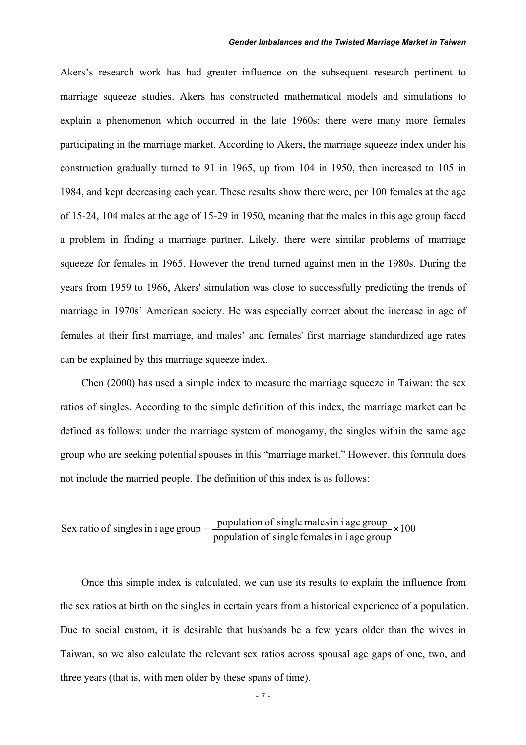Akers's research work has had greater influence on the subsequent research pertinent to marriage squeeze studies. Akers has constructed mathematical models and simulations to explain a phenomenon which occurred in the late 1960s: there were many more females participating in the marriage market. According to Akers, the marriage squeeze index under his construction gradually turned to 91 in 1965, up from 104 in 1950, then increased to 105 in 1984, and kept decreasing each year. These results show there were, per 100 females at the age of 15-24, 104 males at the age of 15-29 in 1950, meaning that the males in this age group faced a problem in finding a marriage partner. Likely, there were similar problems of marriage squeeze for females in 1965. However the trend turned against men in the 1980s. During the years from 1959 to 1966, Akers' simulation was close to successfully predicting the trends of marriage in 1970s' American society. He was especially correct about the increase in age of females at their first marriage, and males' and females' first marriage standardized age rates can be explained by this marriage squeeze index.

Chen (2000) has used a simple index to measure the marriage squeeze in Taiwan: the sex ratios of singles. According to the simple definition of this index, the marriage market can be defined as follows: under the marriage system of monogamy, the singles within the same age group who are seeking potential spouses in this "marriage market." However, this formula does not include the married people. The definition of this index is as follows:

$$\text{Sex ratio of singles in i age group} = \frac{\text{population of single males in i age group}}{\text{population of single females in i age group}} \times 100$$

Once this simple index is calculated, we can use its results to explain the influence from the sex ratios at birth on the singles in certain years from a historical experience of a population. Due to social custom, it is desirable that husbands be a few years older than the wives in Taiwan, so we also calculate the relevant sex ratios across spousal age gaps of one, two, and three years (that is, with men older by these spans of time).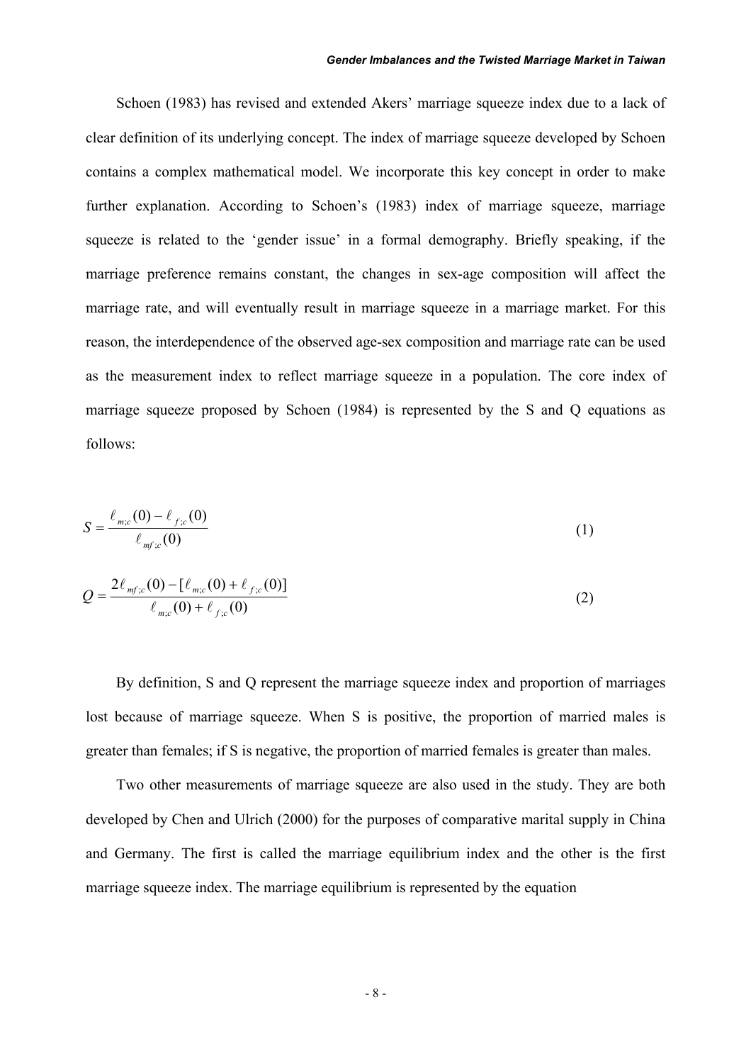Schoen (1983) has revised and extended Akers' marriage squeeze index due to a lack of clear definition of its underlying concept. The index of marriage squeeze developed by Schoen contains a complex mathematical model. We incorporate this key concept in order to make further explanation. According to Schoen's (1983) index of marriage squeeze, marriage squeeze is related to the 'gender issue' in a formal demography. Briefly speaking, if the marriage preference remains constant, the changes in sex-age composition will affect the marriage rate, and will eventually result in marriage squeeze in a marriage market. For this reason, the interdependence of the observed age-sex composition and marriage rate can be used as the measurement index to reflect marriage squeeze in a population. The core index of marriage squeeze proposed by Schoen (1984) is represented by the S and Q equations as follows:

$$S = \frac{\ell_{m;c}(0) - \ell_{f;c}(0)}{\ell_{mf;c}(0)} \tag{1}$$

$$Q = \frac{2\ell_{mf;c}(0) - [\ell_{m;c}(0) + \ell_{f;c}(0)]}{\ell_{m;c}(0) + \ell_{f;c}(0)} \tag{2}$$

By definition, S and Q represent the marriage squeeze index and proportion of marriages lost because of marriage squeeze. When S is positive, the proportion of married males is greater than females; if S is negative, the proportion of married females is greater than males.

Two other measurements of marriage squeeze are also used in the study. They are both developed by Chen and Ulrich (2000) for the purposes of comparative marital supply in China and Germany. The first is called the marriage equilibrium index and the other is the first marriage squeeze index. The marriage equilibrium is represented by the equation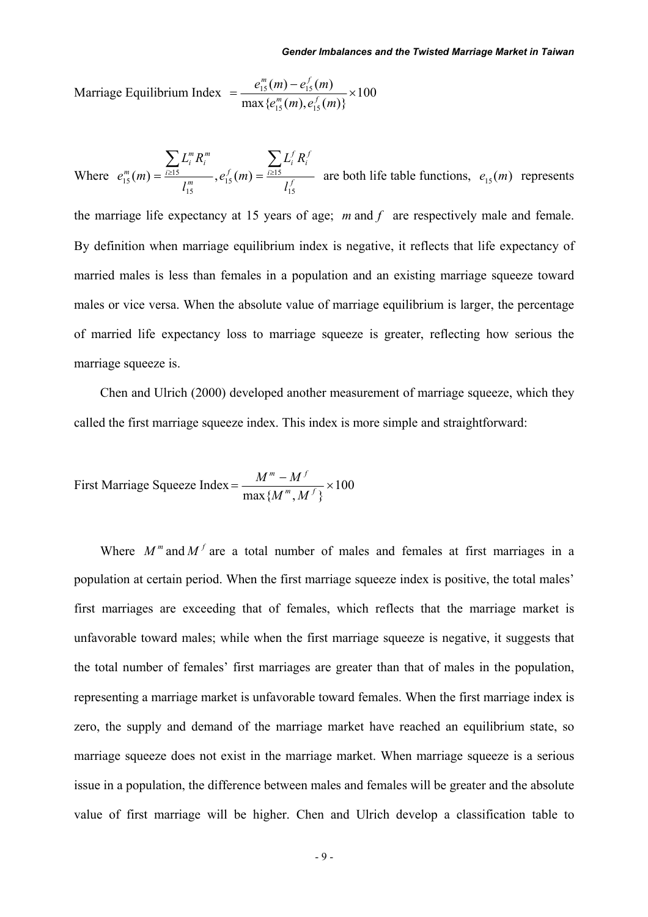Marriage Equilibrium Index $= \dfrac{e_{15}^{m}(m) - e_{15}^{f}(m)}{\max\{e_{15}^{m}(m), e_{15}^{f}(m)\}} \times 100$

Where $e_{15}^{m}(m) = \dfrac{\sum_{i \geq 15} L_i^m R_i^m}{l_{15}^m}, e_{15}^{f}(m) = \dfrac{\sum_{i \geq 15} L_i^f R_i^f}{l_{15}^f}$ are both life table functions, $e_{15}(m)$ represents the marriage life expectancy at 15 years of age; $m$ and $f$ are respectively male and female. By definition when marriage equilibrium index is negative, it reflects that life expectancy of married males is less than females in a population and an existing marriage squeeze toward males or vice versa. When the absolute value of marriage equilibrium is larger, the percentage of married life expectancy loss to marriage squeeze is greater, reflecting how serious the marriage squeeze is.

Chen and Ulrich (2000) developed another measurement of marriage squeeze, which they called the first marriage squeeze index. This index is more simple and straightforward:

First Marriage Squeeze Index $= \dfrac{M^m - M^f}{\max\{M^m, M^f\}} \times 100$

Where $M^m$ and $M^f$ are a total number of males and females at first marriages in a population at certain period. When the first marriage squeeze index is positive, the total males' first marriages are exceeding that of females, which reflects that the marriage market is unfavorable toward males; while when the first marriage squeeze is negative, it suggests that the total number of females' first marriages are greater than that of males in the population, representing a marriage market is unfavorable toward females. When the first marriage index is zero, the supply and demand of the marriage market have reached an equilibrium state, so marriage squeeze does not exist in the marriage market. When marriage squeeze is a serious issue in a population, the difference between males and females will be greater and the absolute value of first marriage will be higher. Chen and Ulrich develop a classification table to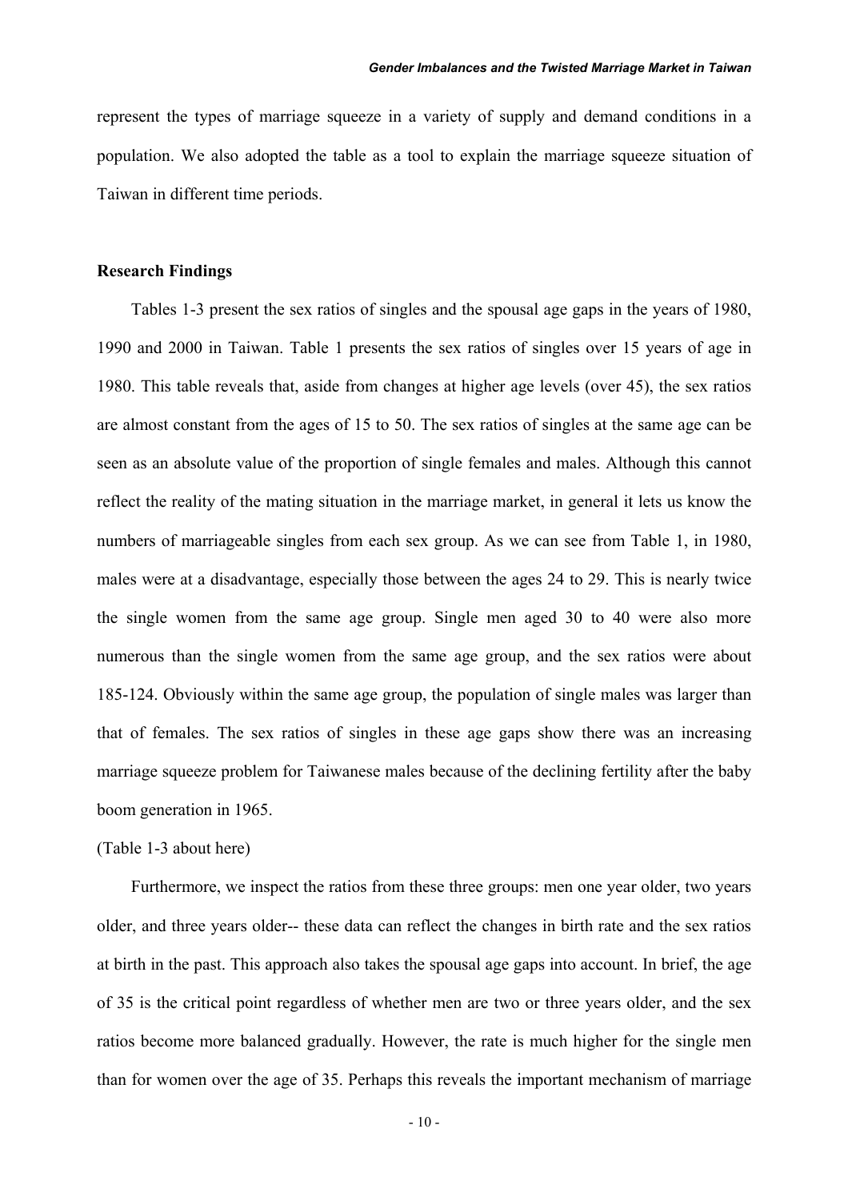represent the types of marriage squeeze in a variety of supply and demand conditions in a population. We also adopted the table as a tool to explain the marriage squeeze situation of Taiwan in different time periods.

**Research Findings**

Tables 1-3 present the sex ratios of singles and the spousal age gaps in the years of 1980, 1990 and 2000 in Taiwan. Table 1 presents the sex ratios of singles over 15 years of age in 1980. This table reveals that, aside from changes at higher age levels (over 45), the sex ratios are almost constant from the ages of 15 to 50. The sex ratios of singles at the same age can be seen as an absolute value of the proportion of single females and males. Although this cannot reflect the reality of the mating situation in the marriage market, in general it lets us know the numbers of marriageable singles from each sex group. As we can see from Table 1, in 1980, males were at a disadvantage, especially those between the ages 24 to 29. This is nearly twice the single women from the same age group. Single men aged 30 to 40 were also more numerous than the single women from the same age group, and the sex ratios were about 185-124. Obviously within the same age group, the population of single males was larger than that of females. The sex ratios of singles in these age gaps show there was an increasing marriage squeeze problem for Taiwanese males because of the declining fertility after the baby boom generation in 1965.

(Table 1-3 about here)

Furthermore, we inspect the ratios from these three groups: men one year older, two years older, and three years older-- these data can reflect the changes in birth rate and the sex ratios at birth in the past. This approach also takes the spousal age gaps into account. In brief, the age of 35 is the critical point regardless of whether men are two or three years older, and the sex ratios become more balanced gradually. However, the rate is much higher for the single men than for women over the age of 35. Perhaps this reveals the important mechanism of marriage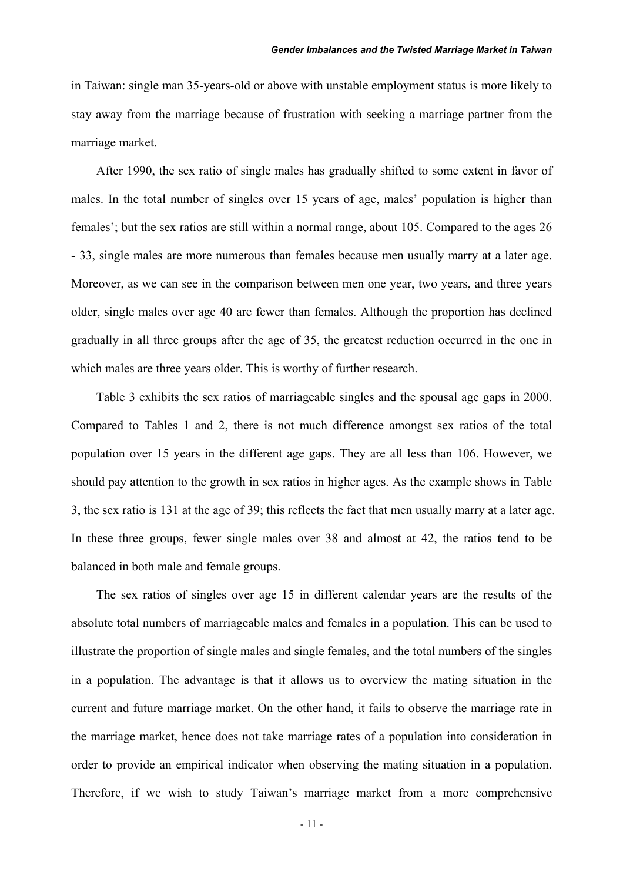in Taiwan: single man 35-years-old or above with unstable employment status is more likely to stay away from the marriage because of frustration with seeking a marriage partner from the marriage market.

After 1990, the sex ratio of single males has gradually shifted to some extent in favor of males. In the total number of singles over 15 years of age, males' population is higher than females'; but the sex ratios are still within a normal range, about 105. Compared to the ages 26 - 33, single males are more numerous than females because men usually marry at a later age. Moreover, as we can see in the comparison between men one year, two years, and three years older, single males over age 40 are fewer than females. Although the proportion has declined gradually in all three groups after the age of 35, the greatest reduction occurred in the one in which males are three years older. This is worthy of further research.

Table 3 exhibits the sex ratios of marriageable singles and the spousal age gaps in 2000. Compared to Tables 1 and 2, there is not much difference amongst sex ratios of the total population over 15 years in the different age gaps. They are all less than 106. However, we should pay attention to the growth in sex ratios in higher ages. As the example shows in Table 3, the sex ratio is 131 at the age of 39; this reflects the fact that men usually marry at a later age. In these three groups, fewer single males over 38 and almost at 42, the ratios tend to be balanced in both male and female groups.

The sex ratios of singles over age 15 in different calendar years are the results of the absolute total numbers of marriageable males and females in a population. This can be used to illustrate the proportion of single males and single females, and the total numbers of the singles in a population. The advantage is that it allows us to overview the mating situation in the current and future marriage market. On the other hand, it fails to observe the marriage rate in the marriage market, hence does not take marriage rates of a population into consideration in order to provide an empirical indicator when observing the mating situation in a population. Therefore, if we wish to study Taiwan's marriage market from a more comprehensive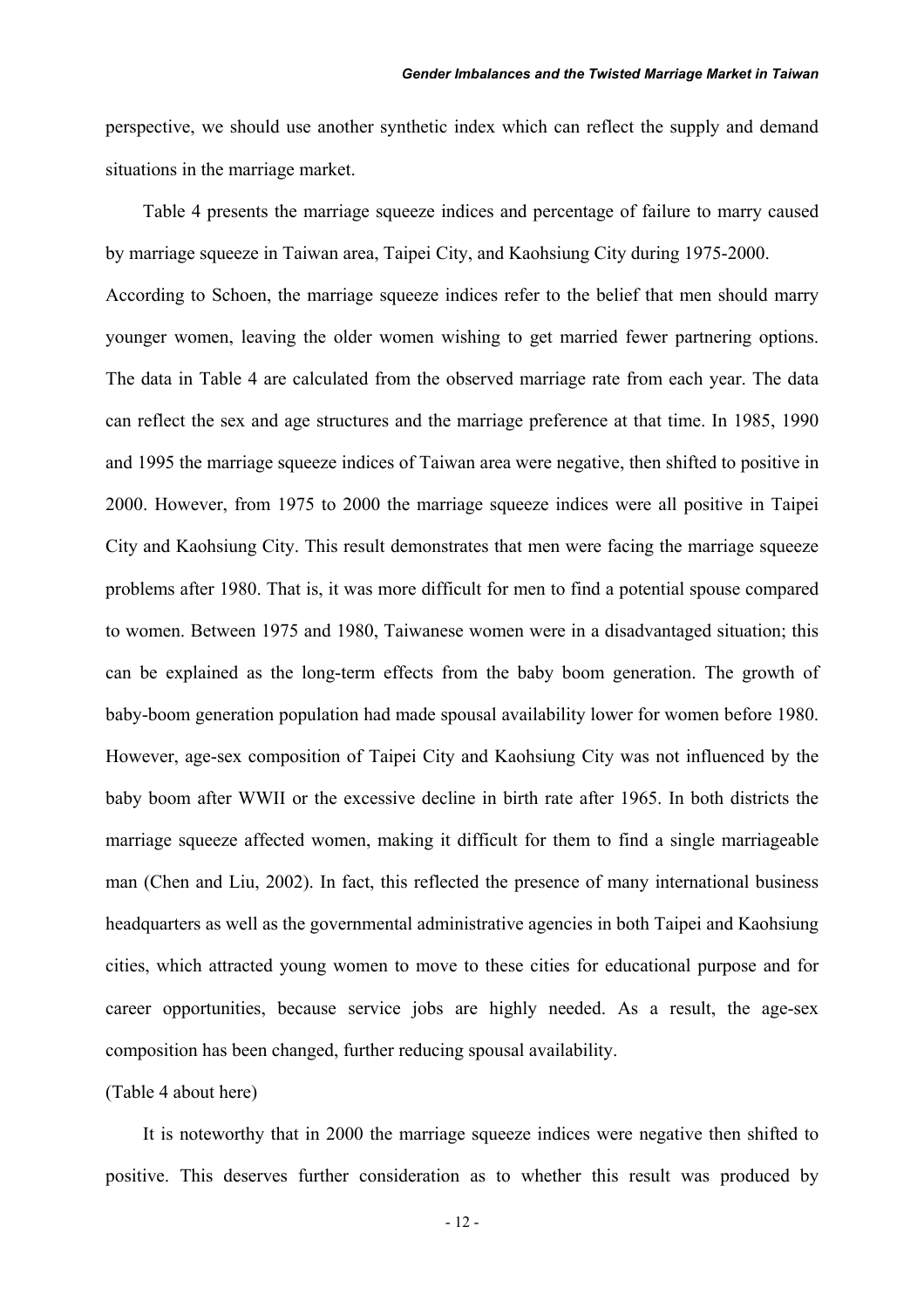perspective, we should use another synthetic index which can reflect the supply and demand situations in the marriage market.

Table 4 presents the marriage squeeze indices and percentage of failure to marry caused by marriage squeeze in Taiwan area, Taipei City, and Kaohsiung City during 1975-2000. According to Schoen, the marriage squeeze indices refer to the belief that men should marry younger women, leaving the older women wishing to get married fewer partnering options. The data in Table 4 are calculated from the observed marriage rate from each year. The data can reflect the sex and age structures and the marriage preference at that time. In 1985, 1990 and 1995 the marriage squeeze indices of Taiwan area were negative, then shifted to positive in 2000. However, from 1975 to 2000 the marriage squeeze indices were all positive in Taipei City and Kaohsiung City. This result demonstrates that men were facing the marriage squeeze problems after 1980. That is, it was more difficult for men to find a potential spouse compared to women. Between 1975 and 1980, Taiwanese women were in a disadvantaged situation; this can be explained as the long-term effects from the baby boom generation. The growth of baby-boom generation population had made spousal availability lower for women before 1980. However, age-sex composition of Taipei City and Kaohsiung City was not influenced by the baby boom after WWII or the excessive decline in birth rate after 1965. In both districts the marriage squeeze affected women, making it difficult for them to find a single marriageable man (Chen and Liu, 2002). In fact, this reflected the presence of many international business headquarters as well as the governmental administrative agencies in both Taipei and Kaohsiung cities, which attracted young women to move to these cities for educational purpose and for career opportunities, because service jobs are highly needed. As a result, the age-sex composition has been changed, further reducing spousal availability.

(Table 4 about here)

It is noteworthy that in 2000 the marriage squeeze indices were negative then shifted to positive. This deserves further consideration as to whether this result was produced by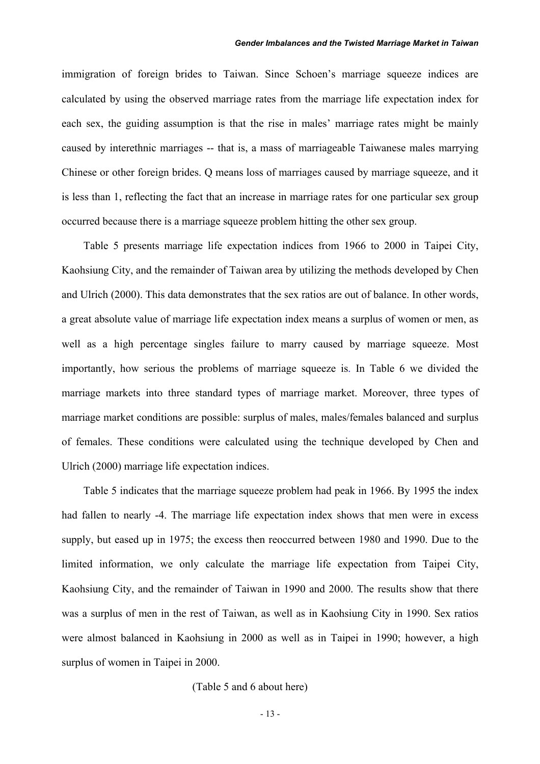immigration of foreign brides to Taiwan. Since Schoen's marriage squeeze indices are calculated by using the observed marriage rates from the marriage life expectation index for each sex, the guiding assumption is that the rise in males' marriage rates might be mainly caused by interethnic marriages -- that is, a mass of marriageable Taiwanese males marrying Chinese or other foreign brides. Q means loss of marriages caused by marriage squeeze, and it is less than 1, reflecting the fact that an increase in marriage rates for one particular sex group occurred because there is a marriage squeeze problem hitting the other sex group.

Table 5 presents marriage life expectation indices from 1966 to 2000 in Taipei City, Kaohsiung City, and the remainder of Taiwan area by utilizing the methods developed by Chen and Ulrich (2000). This data demonstrates that the sex ratios are out of balance. In other words, a great absolute value of marriage life expectation index means a surplus of women or men, as well as a high percentage singles failure to marry caused by marriage squeeze. Most importantly, how serious the problems of marriage squeeze is. In Table 6 we divided the marriage markets into three standard types of marriage market. Moreover, three types of marriage market conditions are possible: surplus of males, males/females balanced and surplus of females. These conditions were calculated using the technique developed by Chen and Ulrich (2000) marriage life expectation indices.

Table 5 indicates that the marriage squeeze problem had peak in 1966. By 1995 the index had fallen to nearly -4. The marriage life expectation index shows that men were in excess supply, but eased up in 1975; the excess then reoccurred between 1980 and 1990. Due to the limited information, we only calculate the marriage life expectation from Taipei City, Kaohsiung City, and the remainder of Taiwan in 1990 and 2000. The results show that there was a surplus of men in the rest of Taiwan, as well as in Kaohsiung City in 1990. Sex ratios were almost balanced in Kaohsiung in 2000 as well as in Taipei in 1990; however, a high surplus of women in Taipei in 2000.

(Table 5 and 6 about here)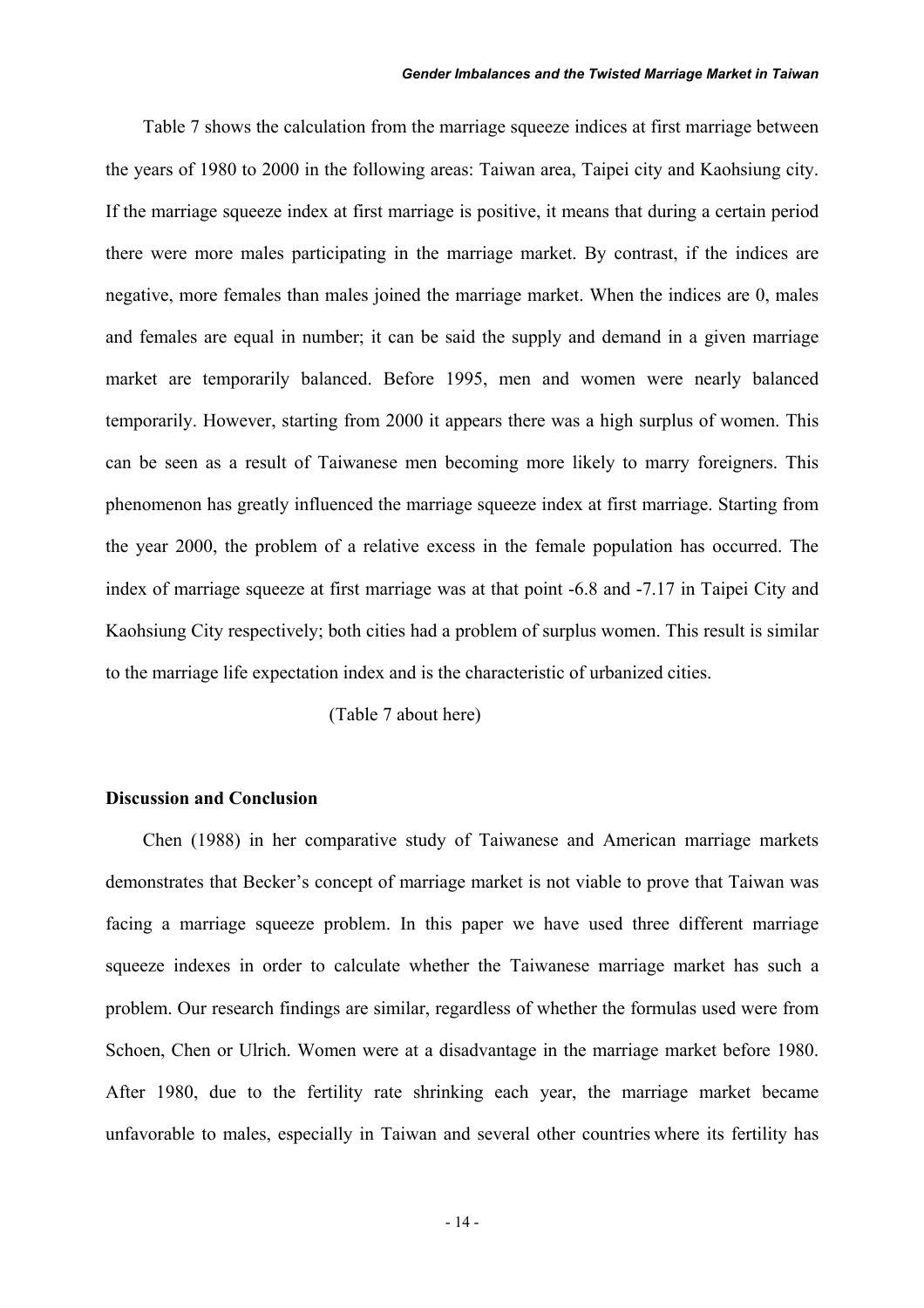Table 7 shows the calculation from the marriage squeeze indices at first marriage between the years of 1980 to 2000 in the following areas: Taiwan area, Taipei city and Kaohsiung city. If the marriage squeeze index at first marriage is positive, it means that during a certain period there were more males participating in the marriage market. By contrast, if the indices are negative, more females than males joined the marriage market. When the indices are 0, males and females are equal in number; it can be said the supply and demand in a given marriage market are temporarily balanced. Before 1995, men and women were nearly balanced temporarily. However, starting from 2000 it appears there was a high surplus of women. This can be seen as a result of Taiwanese men becoming more likely to marry foreigners. This phenomenon has greatly influenced the marriage squeeze index at first marriage. Starting from the year 2000, the problem of a relative excess in the female population has occurred. The index of marriage squeeze at first marriage was at that point -6.8 and -7.17 in Taipei City and Kaohsiung City respectively; both cities had a problem of surplus women. This result is similar to the marriage life expectation index and is the characteristic of urbanized cities.

(Table 7 about here)

**Discussion and Conclusion**

Chen (1988) in her comparative study of Taiwanese and American marriage markets demonstrates that Becker's concept of marriage market is not viable to prove that Taiwan was facing a marriage squeeze problem. In this paper we have used three different marriage squeeze indexes in order to calculate whether the Taiwanese marriage market has such a problem. Our research findings are similar, regardless of whether the formulas used were from Schoen, Chen or Ulrich. Women were at a disadvantage in the marriage market before 1980. After 1980, due to the fertility rate shrinking each year, the marriage market became unfavorable to males, especially in Taiwan and several other countries where its fertility has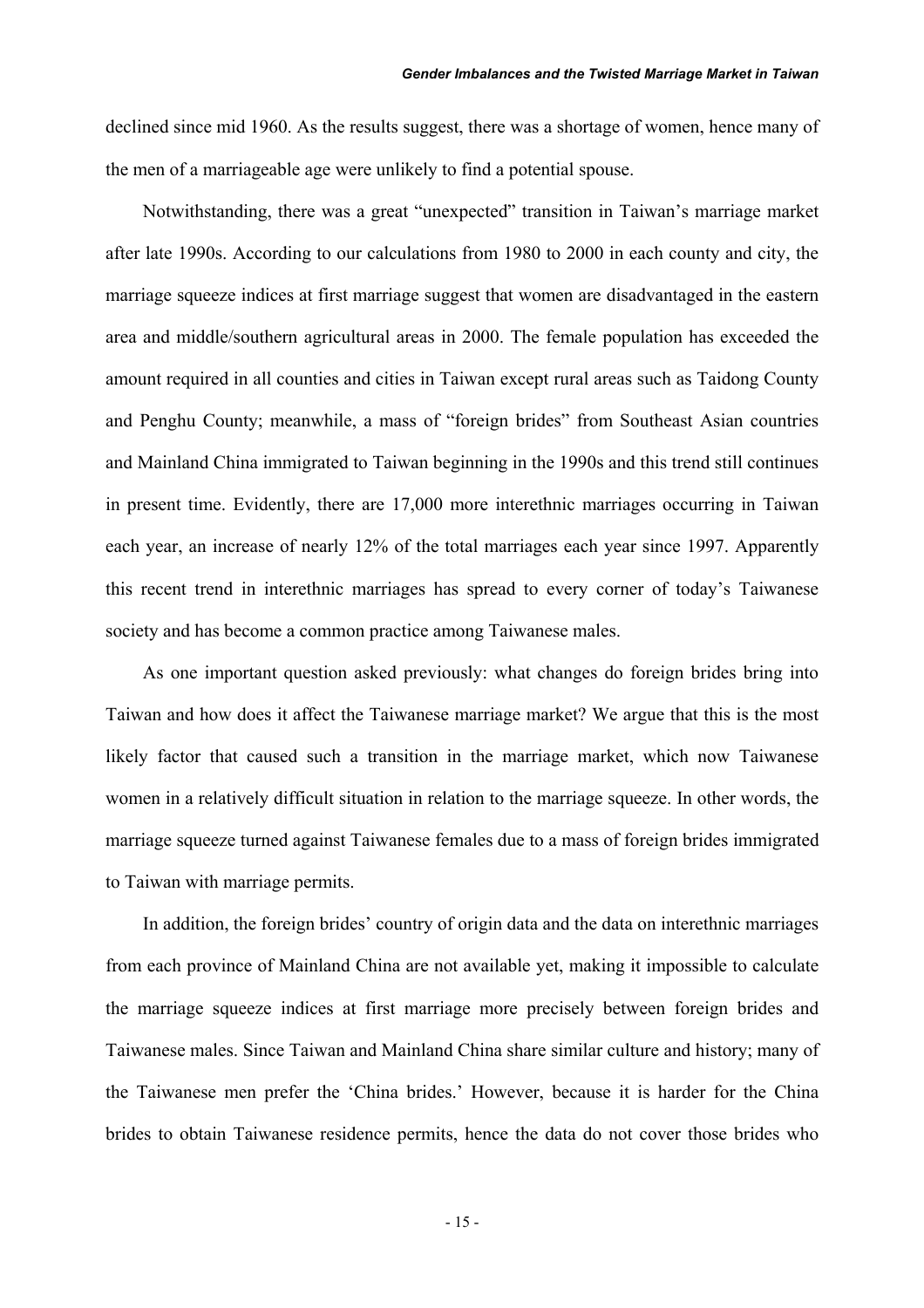declined since mid 1960. As the results suggest, there was a shortage of women, hence many of the men of a marriageable age were unlikely to find a potential spouse.

Notwithstanding, there was a great “unexpected” transition in Taiwan’s marriage market after late 1990s. According to our calculations from 1980 to 2000 in each county and city, the marriage squeeze indices at first marriage suggest that women are disadvantaged in the eastern area and middle/southern agricultural areas in 2000. The female population has exceeded the amount required in all counties and cities in Taiwan except rural areas such as Taidong County and Penghu County; meanwhile, a mass of “foreign brides” from Southeast Asian countries and Mainland China immigrated to Taiwan beginning in the 1990s and this trend still continues in present time. Evidently, there are 17,000 more interethnic marriages occurring in Taiwan each year, an increase of nearly 12% of the total marriages each year since 1997. Apparently this recent trend in interethnic marriages has spread to every corner of today’s Taiwanese society and has become a common practice among Taiwanese males.

As one important question asked previously: what changes do foreign brides bring into Taiwan and how does it affect the Taiwanese marriage market? We argue that this is the most likely factor that caused such a transition in the marriage market, which now Taiwanese women in a relatively difficult situation in relation to the marriage squeeze. In other words, the marriage squeeze turned against Taiwanese females due to a mass of foreign brides immigrated to Taiwan with marriage permits.

In addition, the foreign brides’ country of origin data and the data on interethnic marriages from each province of Mainland China are not available yet, making it impossible to calculate the marriage squeeze indices at first marriage more precisely between foreign brides and Taiwanese males. Since Taiwan and Mainland China share similar culture and history; many of the Taiwanese men prefer the ‘China brides.’ However, because it is harder for the China brides to obtain Taiwanese residence permits, hence the data do not cover those brides who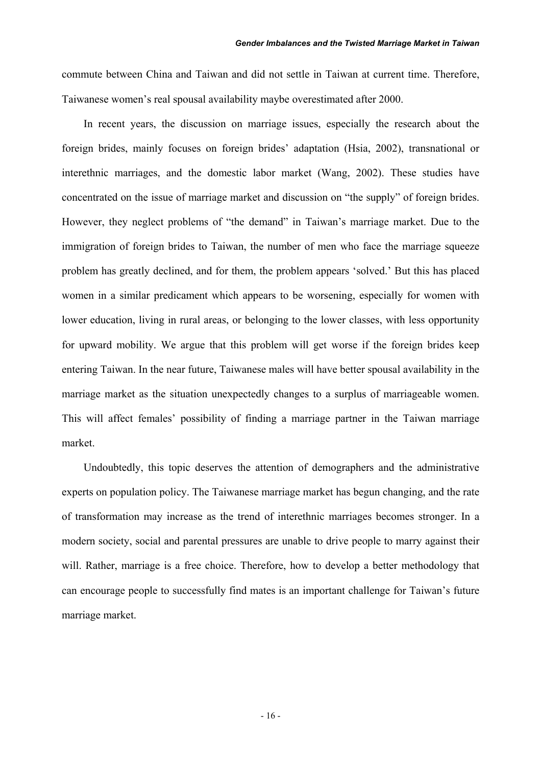commute between China and Taiwan and did not settle in Taiwan at current time. Therefore, Taiwanese women's real spousal availability maybe overestimated after 2000.

In recent years, the discussion on marriage issues, especially the research about the foreign brides, mainly focuses on foreign brides' adaptation (Hsia, 2002), transnational or interethnic marriages, and the domestic labor market (Wang, 2002). These studies have concentrated on the issue of marriage market and discussion on "the supply" of foreign brides. However, they neglect problems of "the demand" in Taiwan's marriage market. Due to the immigration of foreign brides to Taiwan, the number of men who face the marriage squeeze problem has greatly declined, and for them, the problem appears 'solved.' But this has placed women in a similar predicament which appears to be worsening, especially for women with lower education, living in rural areas, or belonging to the lower classes, with less opportunity for upward mobility. We argue that this problem will get worse if the foreign brides keep entering Taiwan. In the near future, Taiwanese males will have better spousal availability in the marriage market as the situation unexpectedly changes to a surplus of marriageable women. This will affect females' possibility of finding a marriage partner in the Taiwan marriage market.

Undoubtedly, this topic deserves the attention of demographers and the administrative experts on population policy. The Taiwanese marriage market has begun changing, and the rate of transformation may increase as the trend of interethnic marriages becomes stronger. In a modern society, social and parental pressures are unable to drive people to marry against their will. Rather, marriage is a free choice. Therefore, how to develop a better methodology that can encourage people to successfully find mates is an important challenge for Taiwan's future marriage market.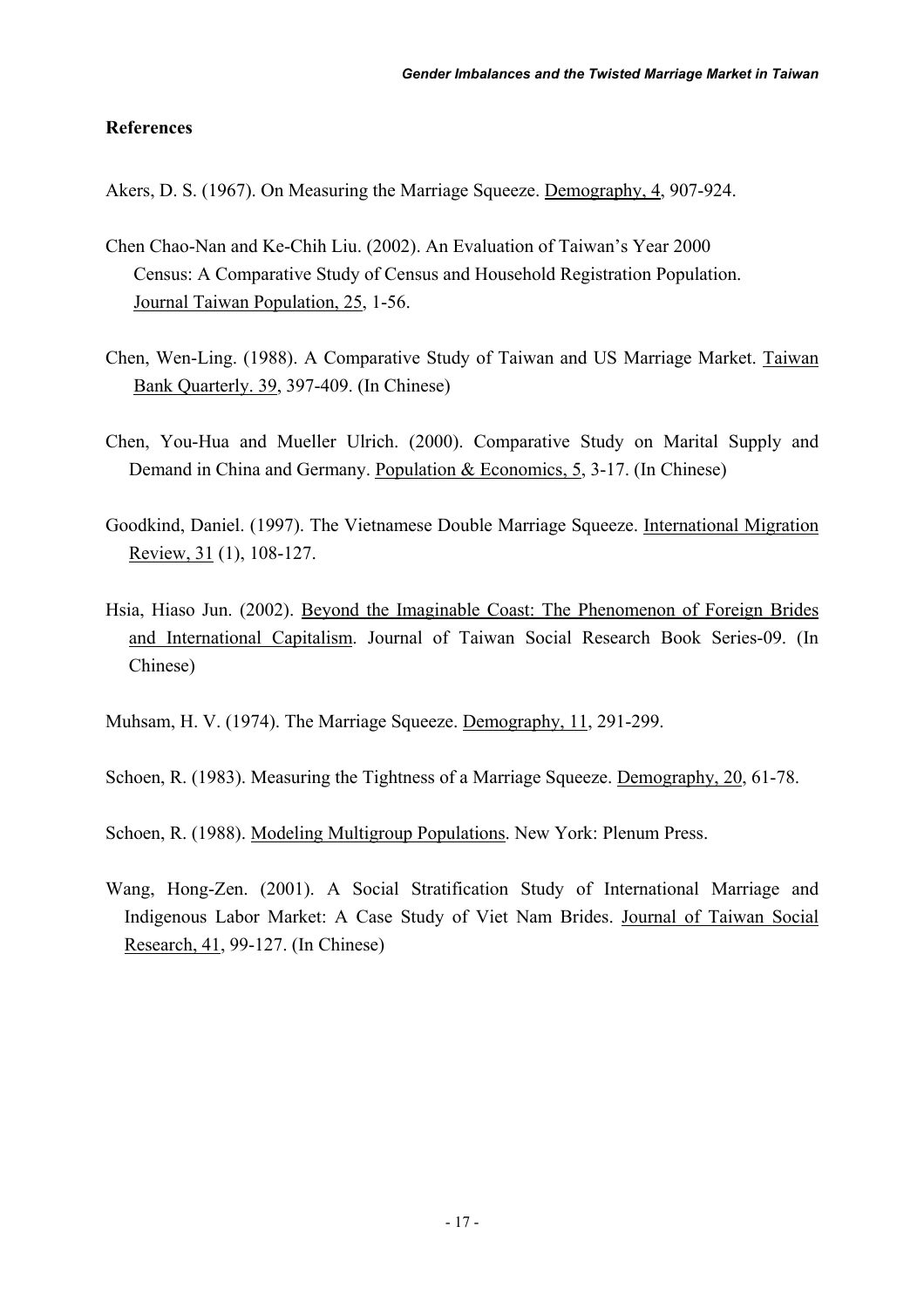## References

Akers, D. S. (1967). On Measuring the Marriage Squeeze. Demography, 4, 907-924.

Chen Chao-Nan and Ke-Chih Liu. (2002). An Evaluation of Taiwan's Year 2000 Census: A Comparative Study of Census and Household Registration Population. Journal Taiwan Population, 25, 1-56.

Chen, Wen-Ling. (1988). A Comparative Study of Taiwan and US Marriage Market. Taiwan Bank Quarterly. 39, 397-409. (In Chinese)

Chen, You-Hua and Mueller Ulrich. (2000). Comparative Study on Marital Supply and Demand in China and Germany. Population & Economics, 5, 3-17. (In Chinese)

Goodkind, Daniel. (1997). The Vietnamese Double Marriage Squeeze. International Migration Review, 31 (1), 108-127.

Hsia, Hiaso Jun. (2002). Beyond the Imaginable Coast: The Phenomenon of Foreign Brides and International Capitalism. Journal of Taiwan Social Research Book Series-09. (In Chinese)

Muhsam, H. V. (1974). The Marriage Squeeze. Demography, 11, 291-299.

Schoen, R. (1983). Measuring the Tightness of a Marriage Squeeze. Demography, 20, 61-78.

Schoen, R. (1988). Modeling Multigroup Populations. New York: Plenum Press.

Wang, Hong-Zen. (2001). A Social Stratification Study of International Marriage and Indigenous Labor Market: A Case Study of Viet Nam Brides. Journal of Taiwan Social Research, 41, 99-127. (In Chinese)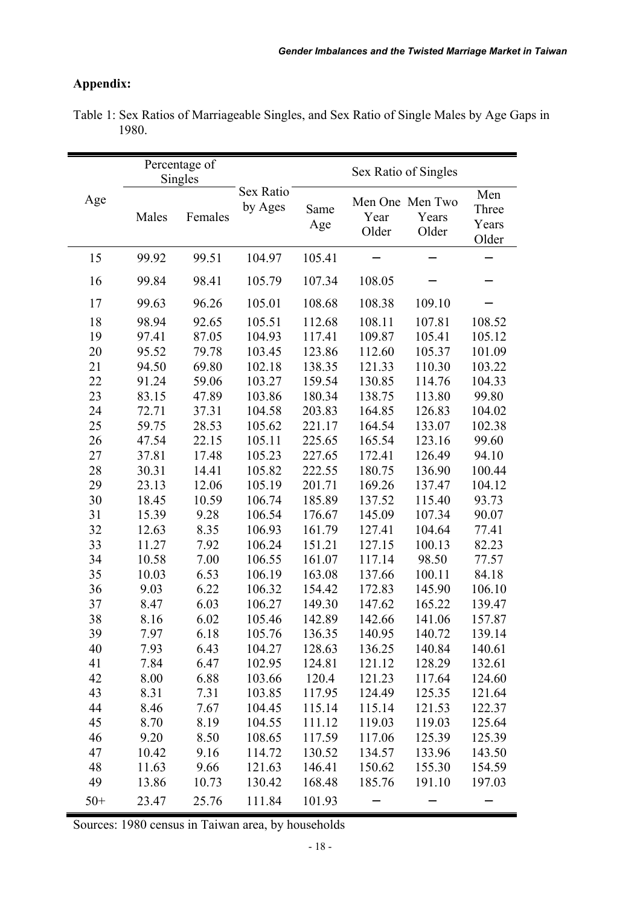## Appendix:

Table 1: Sex Ratios of Marriageable Singles, and Sex Ratio of Single Males by Age Gaps in 1980.

| Age | Percentage of Singles | | Sex Ratio by Ages | Sex Ratio of Singles | | | |
|---|---|---|---|---|---|---|---|
| | Males | Females | | Same Age | Men One Year Older | Men Two Years Older | Men Three Years Older |
| 15 | 99.92 | 99.51 | 104.97 | 105.41 | – | – | – |
| 16 | 99.84 | 98.41 | 105.79 | 107.34 | 108.05 | – | – |
| 17 | 99.63 | 96.26 | 105.01 | 108.68 | 108.38 | 109.10 | – |
| 18 | 98.94 | 92.65 | 105.51 | 112.68 | 108.11 | 107.81 | 108.52 |
| 19 | 97.41 | 87.05 | 104.93 | 117.41 | 109.87 | 105.41 | 105.12 |
| 20 | 95.52 | 79.78 | 103.45 | 123.86 | 112.60 | 105.37 | 101.09 |
| 21 | 94.50 | 69.80 | 102.18 | 138.35 | 121.33 | 110.30 | 103.22 |
| 22 | 91.24 | 59.06 | 103.27 | 159.54 | 130.85 | 114.76 | 104.33 |
| 23 | 83.15 | 47.89 | 103.86 | 180.34 | 138.75 | 113.80 | 99.80 |
| 24 | 72.71 | 37.31 | 104.58 | 203.83 | 164.85 | 126.83 | 104.02 |
| 25 | 59.75 | 28.53 | 105.62 | 221.17 | 164.54 | 133.07 | 102.38 |
| 26 | 47.54 | 22.15 | 105.11 | 225.65 | 165.54 | 123.16 | 99.60 |
| 27 | 37.81 | 17.48 | 105.23 | 227.65 | 172.41 | 126.49 | 94.10 |
| 28 | 30.31 | 14.41 | 105.82 | 222.55 | 180.75 | 136.90 | 100.44 |
| 29 | 23.13 | 12.06 | 105.19 | 201.71 | 169.26 | 137.47 | 104.12 |
| 30 | 18.45 | 10.59 | 106.74 | 185.89 | 137.52 | 115.40 | 93.73 |
| 31 | 15.39 | 9.28 | 106.54 | 176.67 | 145.09 | 107.34 | 90.07 |
| 32 | 12.63 | 8.35 | 106.93 | 161.79 | 127.41 | 104.64 | 77.41 |
| 33 | 11.27 | 7.92 | 106.24 | 151.21 | 127.15 | 100.13 | 82.23 |
| 34 | 10.58 | 7.00 | 106.55 | 161.07 | 117.14 | 98.50 | 77.57 |
| 35 | 10.03 | 6.53 | 106.19 | 163.08 | 137.66 | 100.11 | 84.18 |
| 36 | 9.03 | 6.22 | 106.32 | 154.42 | 172.83 | 145.90 | 106.10 |
| 37 | 8.47 | 6.03 | 106.27 | 149.30 | 147.62 | 165.22 | 139.47 |
| 38 | 8.16 | 6.02 | 105.46 | 142.89 | 142.66 | 141.06 | 157.87 |
| 39 | 7.97 | 6.18 | 105.76 | 136.35 | 140.95 | 140.72 | 139.14 |
| 40 | 7.93 | 6.43 | 104.27 | 128.63 | 136.25 | 140.84 | 140.61 |
| 41 | 7.84 | 6.47 | 102.95 | 124.81 | 121.12 | 128.29 | 132.61 |
| 42 | 8.00 | 6.88 | 103.66 | 120.4 | 121.23 | 117.64 | 124.60 |
| 43 | 8.31 | 7.31 | 103.85 | 117.95 | 124.49 | 125.35 | 121.64 |
| 44 | 8.46 | 7.67 | 104.45 | 115.14 | 115.14 | 121.53 | 122.37 |
| 45 | 8.70 | 8.19 | 104.55 | 111.12 | 119.03 | 119.03 | 125.64 |
| 46 | 9.20 | 8.50 | 108.65 | 117.59 | 117.06 | 125.39 | 125.39 |
| 47 | 10.42 | 9.16 | 114.72 | 130.52 | 134.57 | 133.96 | 143.50 |
| 48 | 11.63 | 9.66 | 121.63 | 146.41 | 150.62 | 155.30 | 154.59 |
| 49 | 13.86 | 10.73 | 130.42 | 168.48 | 185.76 | 191.10 | 197.03 |
| 50+ | 23.47 | 25.76 | 111.84 | 101.93 | – | – | – |

Sources: 1980 census in Taiwan area, by households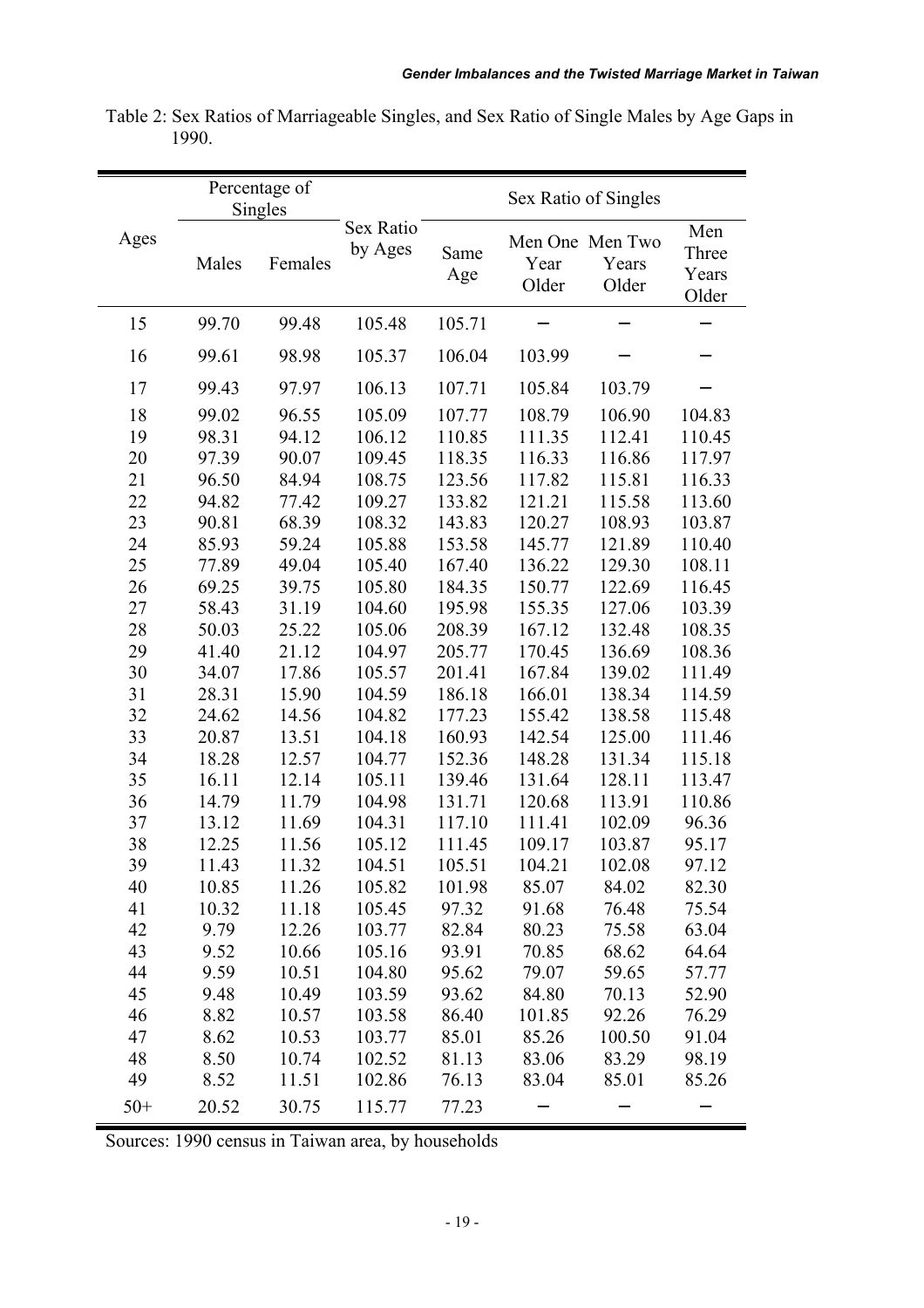Table 2: Sex Ratios of Marriageable Singles, and Sex Ratio of Single Males by Age Gaps in 1990.

| Ages | Percentage of Singles | | Sex Ratio by Ages | Sex Ratio of Singles | | | |
|---|---|---|---|---|---|---|---|
| | Males | Females | | Same Age | Men One Year Older | Men Two Years Older | Men Three Years Older |
| 15 | 99.70 | 99.48 | 105.48 | 105.71 | – | – | – |
| 16 | 99.61 | 98.98 | 105.37 | 106.04 | 103.99 | – | – |
| 17 | 99.43 | 97.97 | 106.13 | 107.71 | 105.84 | 103.79 | – |
| 18 | 99.02 | 96.55 | 105.09 | 107.77 | 108.79 | 106.90 | 104.83 |
| 19 | 98.31 | 94.12 | 106.12 | 110.85 | 111.35 | 112.41 | 110.45 |
| 20 | 97.39 | 90.07 | 109.45 | 118.35 | 116.33 | 116.86 | 117.97 |
| 21 | 96.50 | 84.94 | 108.75 | 123.56 | 117.82 | 115.81 | 116.33 |
| 22 | 94.82 | 77.42 | 109.27 | 133.82 | 121.21 | 115.58 | 113.60 |
| 23 | 90.81 | 68.39 | 108.32 | 143.83 | 120.27 | 108.93 | 103.87 |
| 24 | 85.93 | 59.24 | 105.88 | 153.58 | 145.77 | 121.89 | 110.40 |
| 25 | 77.89 | 49.04 | 105.40 | 167.40 | 136.22 | 129.30 | 108.11 |
| 26 | 69.25 | 39.75 | 105.80 | 184.35 | 150.77 | 122.69 | 116.45 |
| 27 | 58.43 | 31.19 | 104.60 | 195.98 | 155.35 | 127.06 | 103.39 |
| 28 | 50.03 | 25.22 | 105.06 | 208.39 | 167.12 | 132.48 | 108.35 |
| 29 | 41.40 | 21.12 | 104.97 | 205.77 | 170.45 | 136.69 | 108.36 |
| 30 | 34.07 | 17.86 | 105.57 | 201.41 | 167.84 | 139.02 | 111.49 |
| 31 | 28.31 | 15.90 | 104.59 | 186.18 | 166.01 | 138.34 | 114.59 |
| 32 | 24.62 | 14.56 | 104.82 | 177.23 | 155.42 | 138.58 | 115.48 |
| 33 | 20.87 | 13.51 | 104.18 | 160.93 | 142.54 | 125.00 | 111.46 |
| 34 | 18.28 | 12.57 | 104.77 | 152.36 | 148.28 | 131.34 | 115.18 |
| 35 | 16.11 | 12.14 | 105.11 | 139.46 | 131.64 | 128.11 | 113.47 |
| 36 | 14.79 | 11.79 | 104.98 | 131.71 | 120.68 | 113.91 | 110.86 |
| 37 | 13.12 | 11.69 | 104.31 | 117.10 | 111.41 | 102.09 | 96.36 |
| 38 | 12.25 | 11.56 | 105.12 | 111.45 | 109.17 | 103.87 | 95.17 |
| 39 | 11.43 | 11.32 | 104.51 | 105.51 | 104.21 | 102.08 | 97.12 |
| 40 | 10.85 | 11.26 | 105.82 | 101.98 | 85.07 | 84.02 | 82.30 |
| 41 | 10.32 | 11.18 | 105.45 | 97.32 | 91.68 | 76.48 | 75.54 |
| 42 | 9.79 | 12.26 | 103.77 | 82.84 | 80.23 | 75.58 | 63.04 |
| 43 | 9.52 | 10.66 | 105.16 | 93.91 | 70.85 | 68.62 | 64.64 |
| 44 | 9.59 | 10.51 | 104.80 | 95.62 | 79.07 | 59.65 | 57.77 |
| 45 | 9.48 | 10.49 | 103.59 | 93.62 | 84.80 | 70.13 | 52.90 |
| 46 | 8.82 | 10.57 | 103.58 | 86.40 | 101.85 | 92.26 | 76.29 |
| 47 | 8.62 | 10.53 | 103.77 | 85.01 | 85.26 | 100.50 | 91.04 |
| 48 | 8.50 | 10.74 | 102.52 | 81.13 | 83.06 | 83.29 | 98.19 |
| 49 | 8.52 | 11.51 | 102.86 | 76.13 | 83.04 | 85.01 | 85.26 |
| 50+ | 20.52 | 30.75 | 115.77 | 77.23 | – | – | – |

Sources: 1990 census in Taiwan area, by households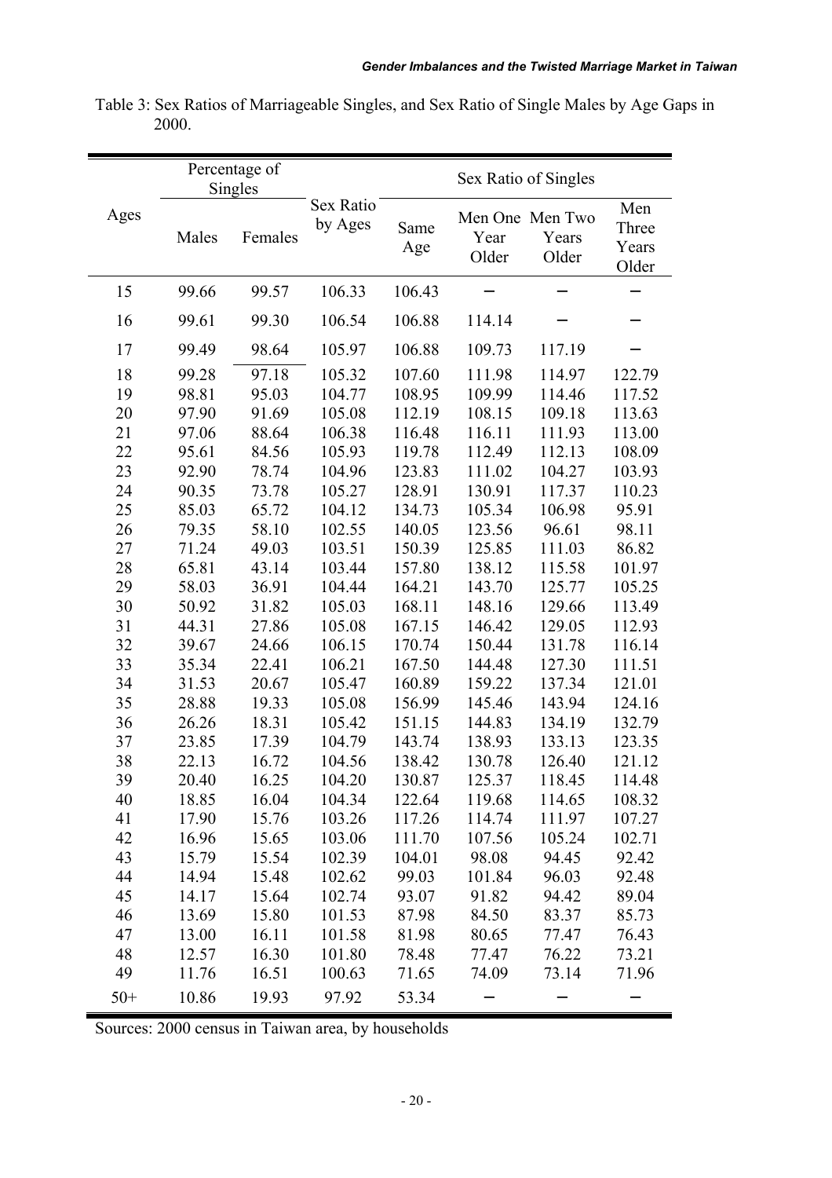Table 3: Sex Ratios of Marriageable Singles, and Sex Ratio of Single Males by Age Gaps in 2000.

| Ages | Percentage of Singles | | Sex Ratio by Ages | Sex Ratio of Singles | | | |
|---|---|---|---|---|---|---|---|
| | Males | Females | | Same Age | Men One Year Older | Men Two Years Older | Men Three Years Older |
| 15 | 99.66 | 99.57 | 106.33 | 106.43 | – | – | – |
| 16 | 99.61 | 99.30 | 106.54 | 106.88 | 114.14 | – | – |
| 17 | 99.49 | 98.64 | 105.97 | 106.88 | 109.73 | 117.19 | – |
| 18 | 99.28 | 97.18 | 105.32 | 107.60 | 111.98 | 114.97 | 122.79 |
| 19 | 98.81 | 95.03 | 104.77 | 108.95 | 109.99 | 114.46 | 117.52 |
| 20 | 97.90 | 91.69 | 105.08 | 112.19 | 108.15 | 109.18 | 113.63 |
| 21 | 97.06 | 88.64 | 106.38 | 116.48 | 116.11 | 111.93 | 113.00 |
| 22 | 95.61 | 84.56 | 105.93 | 119.78 | 112.49 | 112.13 | 108.09 |
| 23 | 92.90 | 78.74 | 104.96 | 123.83 | 111.02 | 104.27 | 103.93 |
| 24 | 90.35 | 73.78 | 105.27 | 128.91 | 130.91 | 117.37 | 110.23 |
| 25 | 85.03 | 65.72 | 104.12 | 134.73 | 105.34 | 106.98 | 95.91 |
| 26 | 79.35 | 58.10 | 102.55 | 140.05 | 123.56 | 96.61 | 98.11 |
| 27 | 71.24 | 49.03 | 103.51 | 150.39 | 125.85 | 111.03 | 86.82 |
| 28 | 65.81 | 43.14 | 103.44 | 157.80 | 138.12 | 115.58 | 101.97 |
| 29 | 58.03 | 36.91 | 104.44 | 164.21 | 143.70 | 125.77 | 105.25 |
| 30 | 50.92 | 31.82 | 105.03 | 168.11 | 148.16 | 129.66 | 113.49 |
| 31 | 44.31 | 27.86 | 105.08 | 167.15 | 146.42 | 129.05 | 112.93 |
| 32 | 39.67 | 24.66 | 106.15 | 170.74 | 150.44 | 131.78 | 116.14 |
| 33 | 35.34 | 22.41 | 106.21 | 167.50 | 144.48 | 127.30 | 111.51 |
| 34 | 31.53 | 20.67 | 105.47 | 160.89 | 159.22 | 137.34 | 121.01 |
| 35 | 28.88 | 19.33 | 105.08 | 156.99 | 145.46 | 143.94 | 124.16 |
| 36 | 26.26 | 18.31 | 105.42 | 151.15 | 144.83 | 134.19 | 132.79 |
| 37 | 23.85 | 17.39 | 104.79 | 143.74 | 138.93 | 133.13 | 123.35 |
| 38 | 22.13 | 16.72 | 104.56 | 138.42 | 130.78 | 126.40 | 121.12 |
| 39 | 20.40 | 16.25 | 104.20 | 130.87 | 125.37 | 118.45 | 114.48 |
| 40 | 18.85 | 16.04 | 104.34 | 122.64 | 119.68 | 114.65 | 108.32 |
| 41 | 17.90 | 15.76 | 103.26 | 117.26 | 114.74 | 111.97 | 107.27 |
| 42 | 16.96 | 15.65 | 103.06 | 111.70 | 107.56 | 105.24 | 102.71 |
| 43 | 15.79 | 15.54 | 102.39 | 104.01 | 98.08 | 94.45 | 92.42 |
| 44 | 14.94 | 15.48 | 102.62 | 99.03 | 101.84 | 96.03 | 92.48 |
| 45 | 14.17 | 15.64 | 102.74 | 93.07 | 91.82 | 94.42 | 89.04 |
| 46 | 13.69 | 15.80 | 101.53 | 87.98 | 84.50 | 83.37 | 85.73 |
| 47 | 13.00 | 16.11 | 101.58 | 81.98 | 80.65 | 77.47 | 76.43 |
| 48 | 12.57 | 16.30 | 101.80 | 78.48 | 77.47 | 76.22 | 73.21 |
| 49 | 11.76 | 16.51 | 100.63 | 71.65 | 74.09 | 73.14 | 71.96 |
| 50+ | 10.86 | 19.93 | 97.92 | 53.34 | – | – | – |

Sources: 2000 census in Taiwan area, by households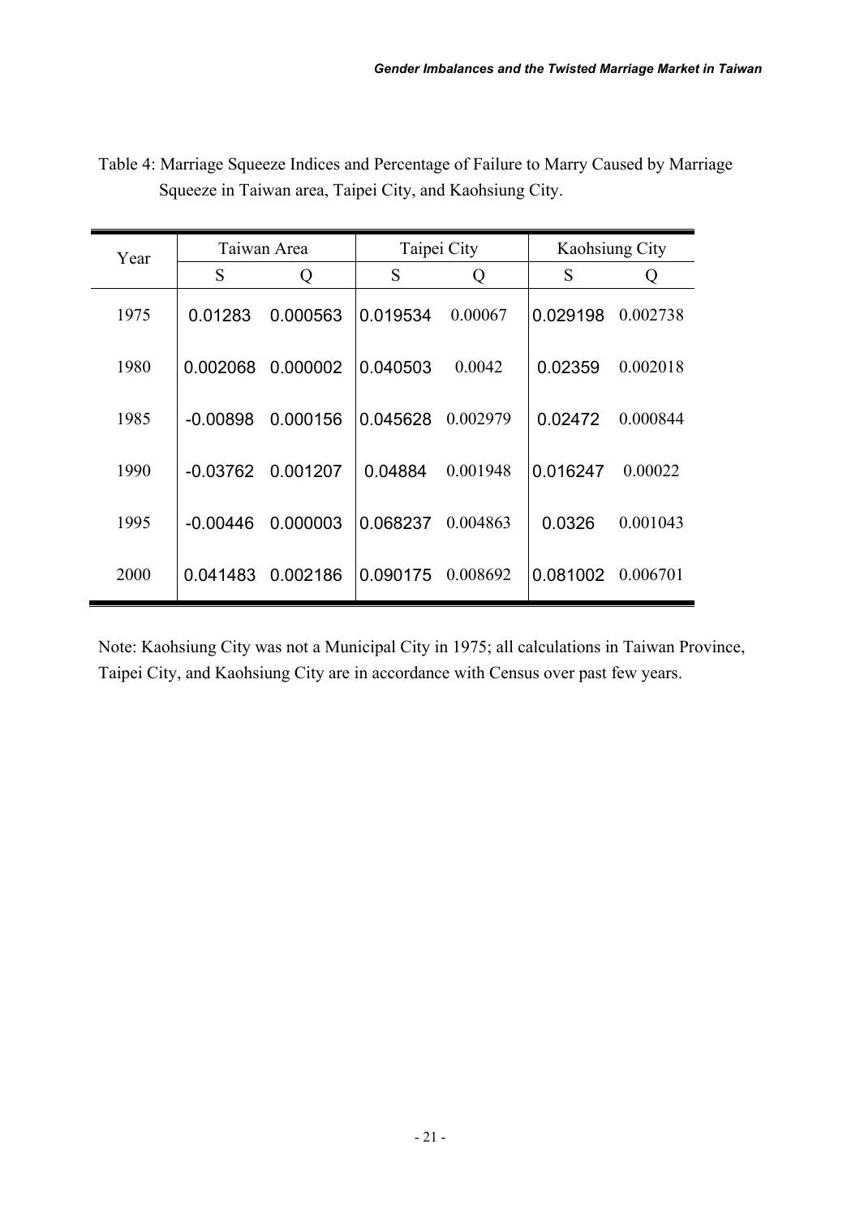Table 4: Marriage Squeeze Indices and Percentage of Failure to Marry Caused by Marriage Squeeze in Taiwan area, Taipei City, and Kaohsiung City.

| Year | Taiwan Area | | Taipei City | | Kaohsiung City | |
|---|---|---|---|---|---|---|
| | S | Q | S | Q | S | Q |
| 1975 | 0.01283 | 0.000563 | 0.019534 | 0.00067 | 0.029198 | 0.002738 |
| 1980 | 0.002068 | 0.000002 | 0.040503 | 0.0042 | 0.02359 | 0.002018 |
| 1985 | -0.00898 | 0.000156 | 0.045628 | 0.002979 | 0.02472 | 0.000844 |
| 1990 | -0.03762 | 0.001207 | 0.04884 | 0.001948 | 0.016247 | 0.00022 |
| 1995 | -0.00446 | 0.000003 | 0.068237 | 0.004863 | 0.0326 | 0.001043 |
| 2000 | 0.041483 | 0.002186 | 0.090175 | 0.008692 | 0.081002 | 0.006701 |

Note: Kaohsiung City was not a Municipal City in 1975; all calculations in Taiwan Province, Taipei City, and Kaohsiung City are in accordance with Census over past few years.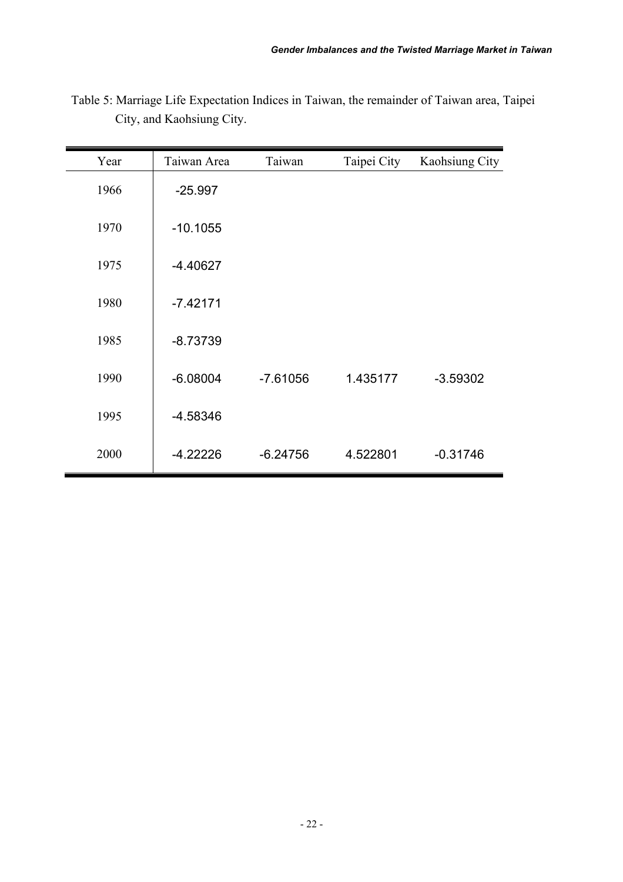Table 5: Marriage Life Expectation Indices in Taiwan, the remainder of Taiwan area, Taipei City, and Kaohsiung City.

| Year | Taiwan Area | Taiwan | Taipei City | Kaohsiung City |
|---|---|---|---|---|
| 1966 | -25.997 | | | |
| 1970 | -10.1055 | | | |
| 1975 | -4.40627 | | | |
| 1980 | -7.42171 | | | |
| 1985 | -8.73739 | | | |
| 1990 | -6.08004 | -7.61056 | 1.435177 | -3.59302 |
| 1995 | -4.58346 | | | |
| 2000 | -4.22226 | -6.24756 | 4.522801 | -0.31746 |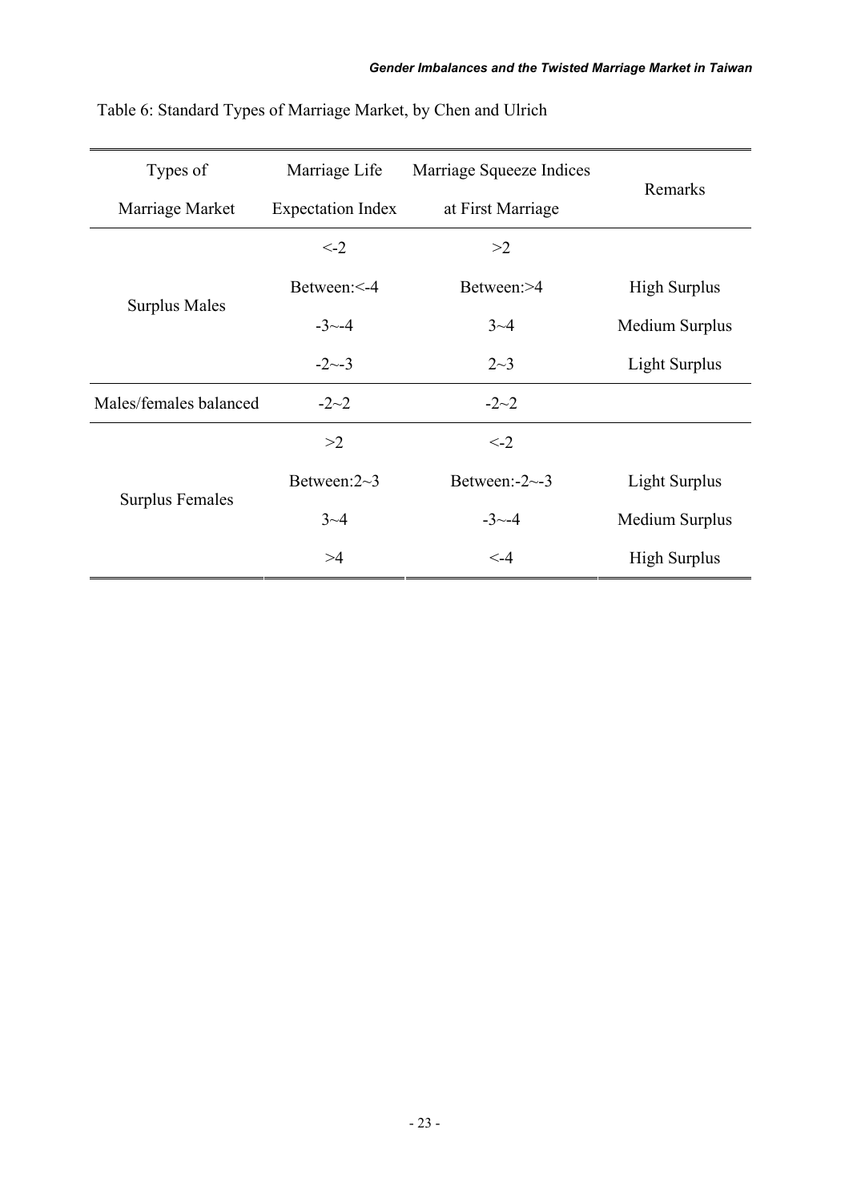Table 6: Standard Types of Marriage Market, by Chen and Ulrich

| Types of Marriage Market | Marriage Life Expectation Index | Marriage Squeeze Indices at First Marriage | Remarks |
|---|---|---|---|
| Surplus Males | <-2 | >2 | |
| | Between:<-4 | Between:>4 | High Surplus |
| | -3~-4 | 3~4 | Medium Surplus |
| | -2~-3 | 2~3 | Light Surplus |
| Males/females balanced | -2~2 | -2~2 | |
| Surplus Females | >2 | <-2 | |
| | Between:2~3 | Between:-2~-3 | Light Surplus |
| | 3~4 | -3~-4 | Medium Surplus |
| | >4 | <-4 | High Surplus |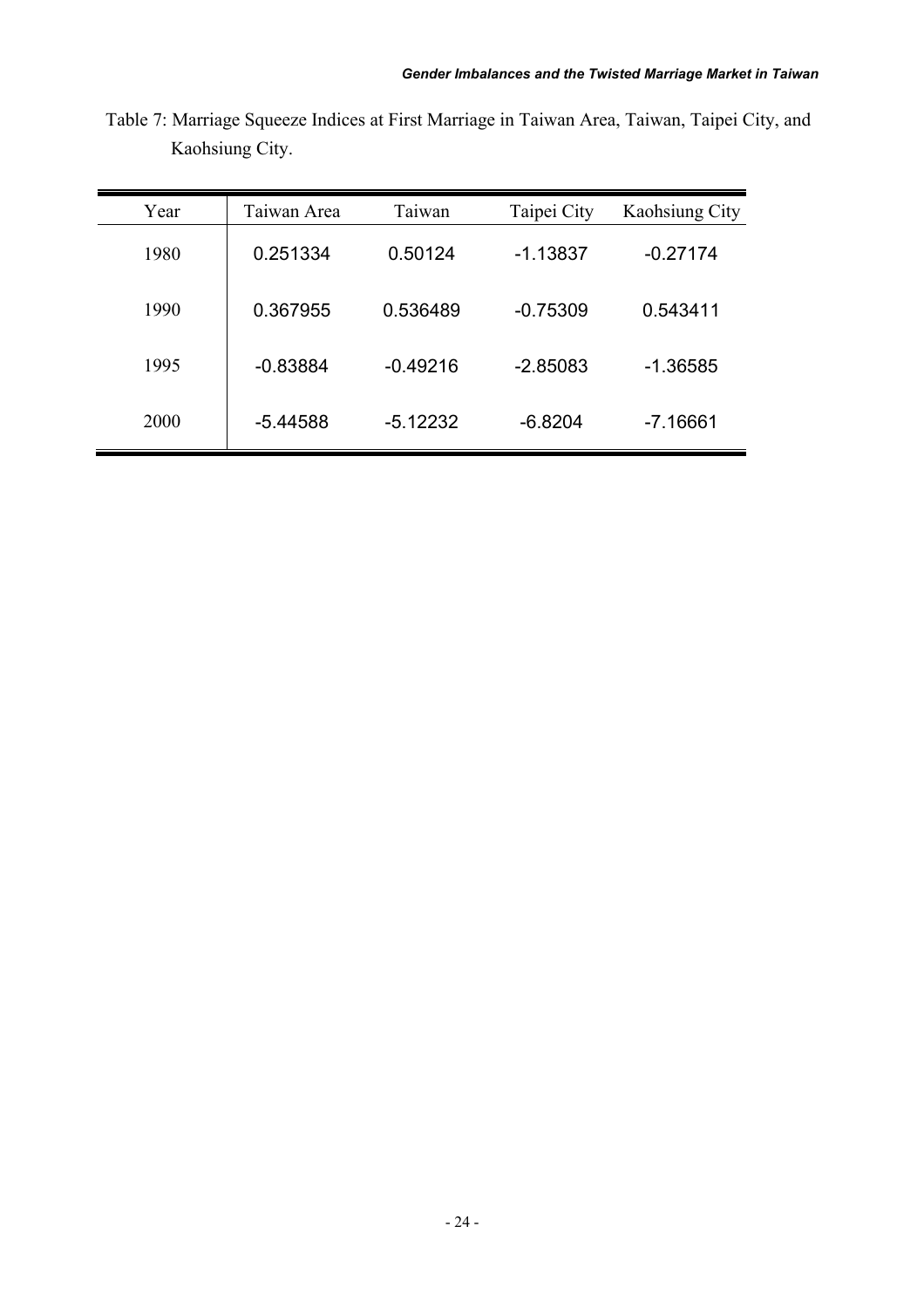Table 7: Marriage Squeeze Indices at First Marriage in Taiwan Area, Taiwan, Taipei City, and Kaohsiung City.

| Year | Taiwan Area | Taiwan | Taipei City | Kaohsiung City |
|---|---|---|---|---|
| 1980 | 0.251334 | 0.50124 | -1.13837 | -0.27174 |
| 1990 | 0.367955 | 0.536489 | -0.75309 | 0.543411 |
| 1995 | -0.83884 | -0.49216 | -2.85083 | -1.36585 |
| 2000 | -5.44588 | -5.12232 | -6.8204 | -7.16661 |